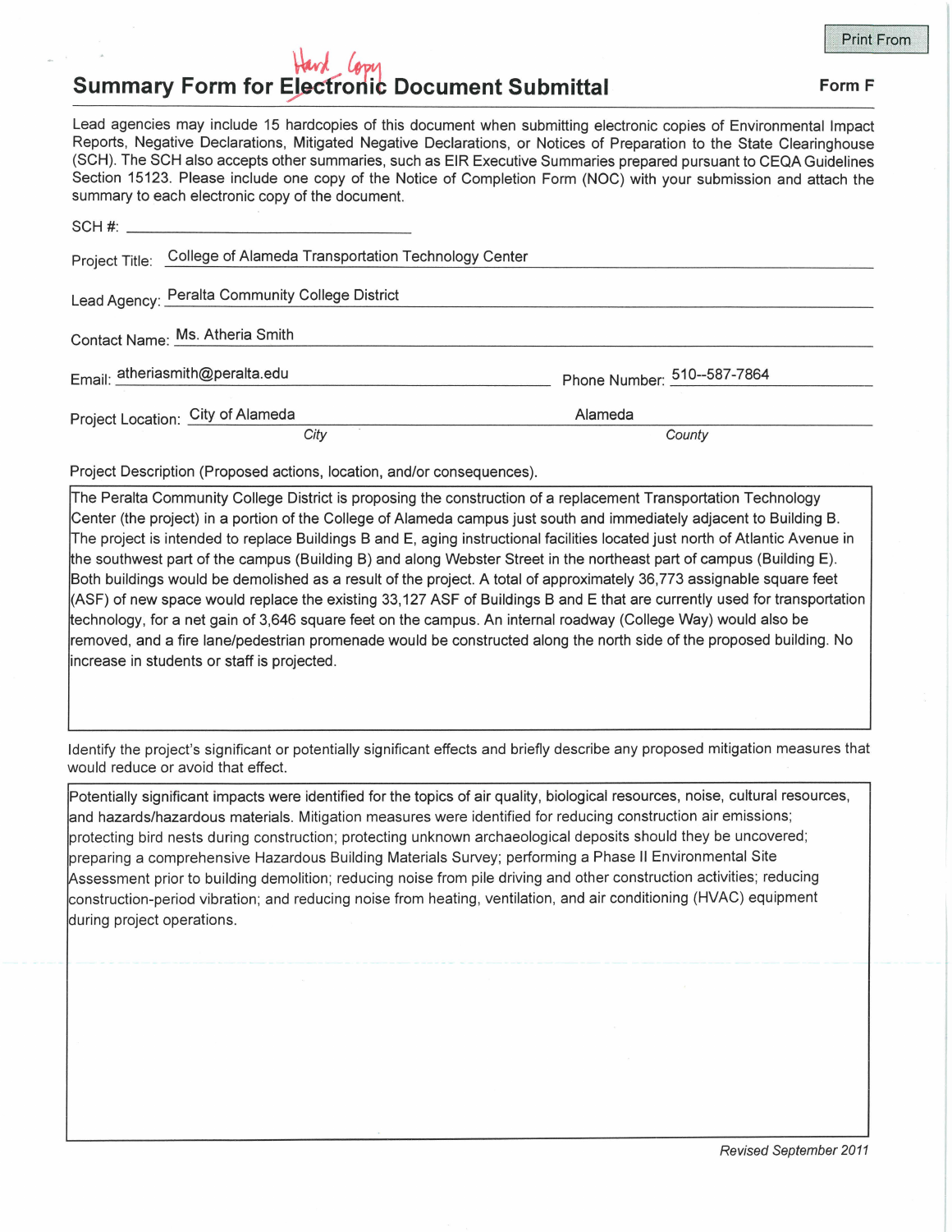# Summary Form for ~~Electronic~~ Hard Copy Document Submittal

**Form F**

Lead agencies may include 15 hardcopies of this document when submitting electronic copies of Environmental Impact Reports, Negative Declarations, Mitigated Negative Declarations, or Notices of Preparation to the State Clearinghouse (SCH). The SCH also accepts other summaries, such as EIR Executive Summaries prepared pursuant to CEQA Guidelines Section 15123. Please include one copy of the Notice of Completion Form (NOC) with your submission and attach the summary to each electronic copy of the document.

SCH #: 

Project Title: College of Alameda Transportation Technology Center

Lead Agency: Peralta Community College District

Contact Name: Ms. Atheria Smith

Email: atheriasmith@peralta.edu

Phone Number: 510--587-7864

Project Location: City of Alameda (City) Alameda (County)

Project Description (Proposed actions, location, and/or consequences).

The Peralta Community College District is proposing the construction of a replacement Transportation Technology Center (the project) in a portion of the College of Alameda campus just south and immediately adjacent to Building B. The project is intended to replace Buildings B and E, aging instructional facilities located just north of Atlantic Avenue in the southwest part of the campus (Building B) and along Webster Street in the northeast part of campus (Building E). Both buildings would be demolished as a result of the project. A total of approximately 36,773 assignable square feet (ASF) of new space would replace the existing 33,127 ASF of Buildings B and E that are currently used for transportation technology, for a net gain of 3,646 square feet on the campus. An internal roadway (College Way) would also be removed, and a fire lane/pedestrian promenade would be constructed along the north side of the proposed building. No increase in students or staff is projected.

Identify the project's significant or potentially significant effects and briefly describe any proposed mitigation measures that would reduce or avoid that effect.

Potentially significant impacts were identified for the topics of air quality, biological resources, noise, cultural resources, and hazards/hazardous materials. Mitigation measures were identified for reducing construction air emissions; protecting bird nests during construction; protecting unknown archaeological deposits should they be uncovered; preparing a comprehensive Hazardous Building Materials Survey; performing a Phase II Environmental Site Assessment prior to building demolition; reducing noise from pile driving and other construction activities; reducing construction-period vibration; and reducing noise from heating, ventilation, and air conditioning (HVAC) equipment during project operations.

*Revised September 2011*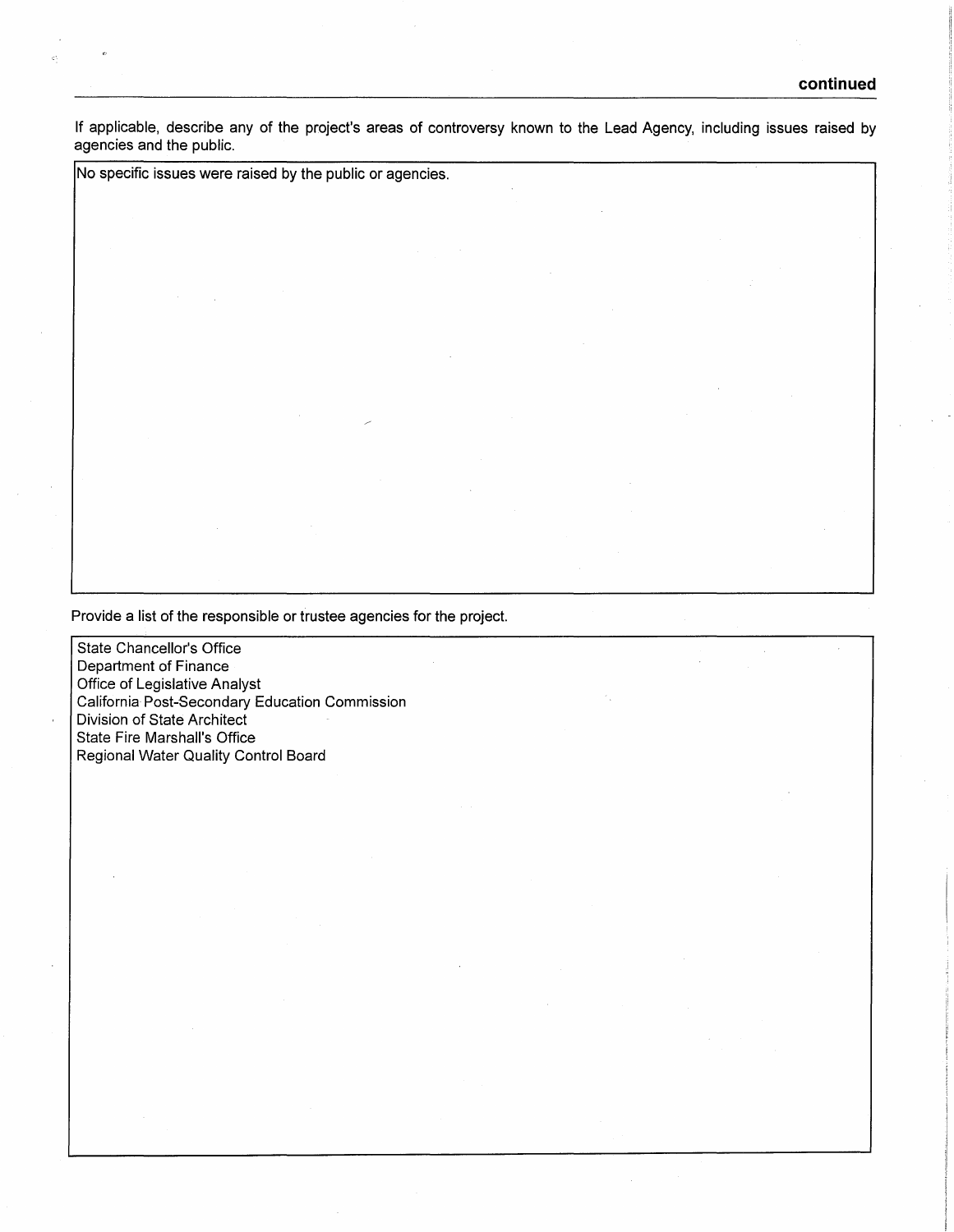**continued**

If applicable, describe any of the project's areas of controversy known to the Lead Agency, including issues raised by agencies and the public.

No specific issues were raised by the public or agencies.

Provide a list of the responsible or trustee agencies for the project.

State Chancellor's Office
Department of Finance
Office of Legislative Analyst
California Post-Secondary Education Commission
Division of State Architect
State Fire Marshall's Office
Regional Water Quality Control Board